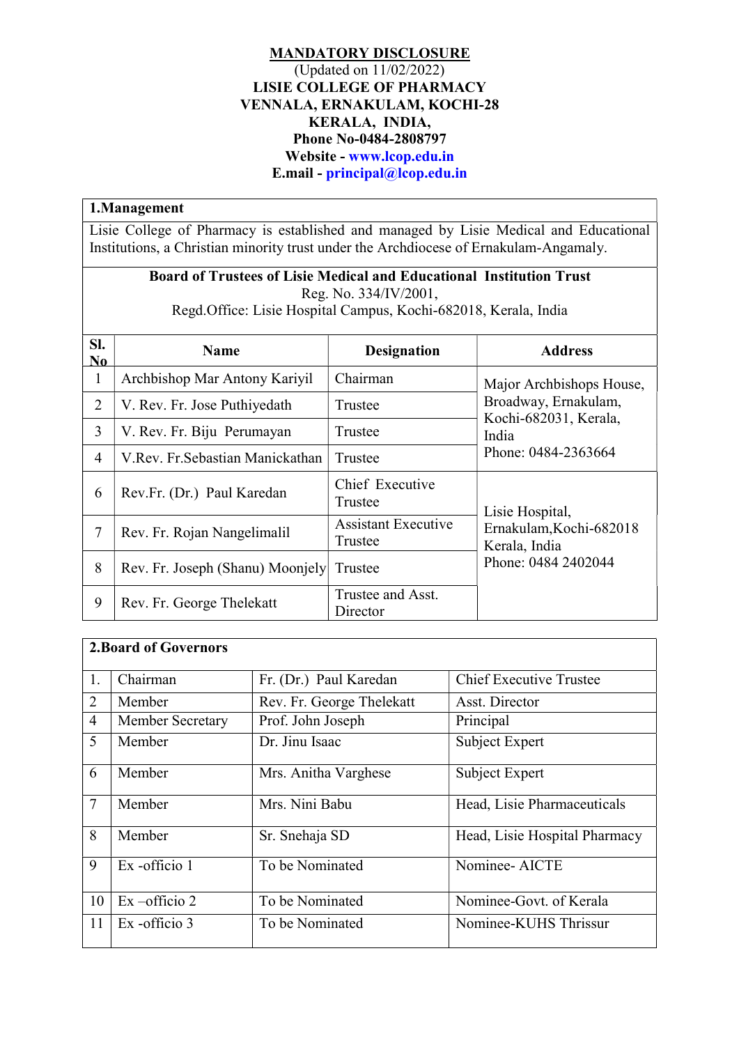# MANDATORY DISCLOSURE

(Updated on 11/02/2022)

**LISIE COLLEGE OF PHARMACY**
**VENNALA, ERNAKULAM, KOCHI-28**
**KERALA, INDIA,**
**Phone No-0484-2808797**
**Website - www.lcop.edu.in**
**E.mail - principal@lcop.edu.in**

## 1.Management

Lisie College of Pharmacy is established and managed by Lisie Medical and Educational Institutions, a Christian minority trust under the Archdiocese of Ernakulam-Angamaly.

**Board of Trustees of Lisie Medical and Educational Institution Trust**
Reg. No. 334/IV/2001,
Regd.Office: Lisie Hospital Campus, Kochi-682018, Kerala, India

| Sl. No | Name | Designation | Address |
|---|---|---|---|
| 1 | Archbishop Mar Antony Kariyil | Chairman | Major Archbishops House, Broadway, Ernakulam, Kochi-682031, Kerala, India Phone: 0484-2363664 |
| 2 | V. Rev. Fr. Jose Puthiyedath | Trustee | |
| 3 | V. Rev. Fr. Biju Perumayan | Trustee | |
| 4 | V.Rev. Fr.Sebastian Manickathan | Trustee | |
| 6 | Rev.Fr. (Dr.) Paul Karedan | Chief Executive Trustee | Lisie Hospital, Ernakulam,Kochi-682018 Kerala, India Phone: 0484 2402044 |
| 7 | Rev. Fr. Rojan Nangelimalil | Assistant Executive Trustee | |
| 8 | Rev. Fr. Joseph (Shanu) Moonjely | Trustee | |
| 9 | Rev. Fr. George Thelekatt | Trustee and Asst. Director | |

## 2.Board of Governors

| | | | |
|---|---|---|---|
| 1. | Chairman | Fr. (Dr.) Paul Karedan | Chief Executive Trustee |
| 2 | Member | Rev. Fr. George Thelekatt | Asst. Director |
| 4 | Member Secretary | Prof. John Joseph | Principal |
| 5 | Member | Dr. Jinu Isaac | Subject Expert |
| 6 | Member | Mrs. Anitha Varghese | Subject Expert |
| 7 | Member | Mrs. Nini Babu | Head, Lisie Pharmaceuticals |
| 8 | Member | Sr. Snehaja SD | Head, Lisie Hospital Pharmacy |
| 9 | Ex -officio 1 | To be Nominated | Nominee- AICTE |
| 10 | Ex –officio 2 | To be Nominated | Nominee-Govt. of Kerala |
| 11 | Ex -officio 3 | To be Nominated | Nominee-KUHS Thrissur |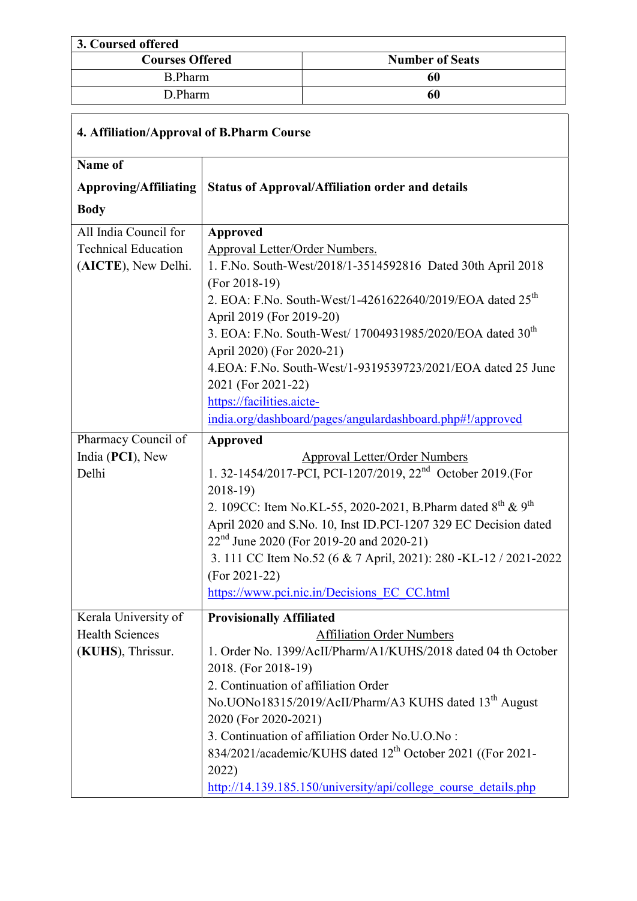| 3. Coursed offered | |
|---|---|
| **Courses Offered** | **Number of Seats** |
| B.Pharm | **60** |
| D.Pharm | **60** |

| 4. Affiliation/Approval of B.Pharm Course | |
|---|---|
| **Name of Approving/Affiliating Body** | **Status of Approval/Affiliation order and details** |
| All India Council for Technical Education (**AICTE**), New Delhi. | **Approved**<br>Approval Letter/Order Numbers.<br>1. F.No. South-West/2018/1-3514592816 Dated 30th April 2018 (For 2018-19)<br>2. EOA: F.No. South-West/1-4261622640/2019/EOA dated 25th April 2019 (For 2019-20)<br>3. EOA: F.No. South-West/ 17004931985/2020/EOA dated 30th April 2020) (For 2020-21)<br>4.EOA: F.No. South-West/1-9319539723/2021/EOA dated 25 June 2021 (For 2021-22)<br>https://facilities.aicte-india.org/dashboard/pages/angulardashboard.php#!/approved |
| Pharmacy Council of India (**PCI**), New Delhi | **Approved**<br>Approval Letter/Order Numbers<br>1. 32-1454/2017-PCI, PCI-1207/2019, 22nd October 2019.(For 2018-19)<br>2. 109CC: Item No.KL-55, 2020-2021, B.Pharm dated 8th & 9th April 2020 and S.No. 10, Inst ID.PCI-1207 329 EC Decision dated 22nd June 2020 (For 2019-20 and 2020-21)<br>3. 111 CC Item No.52 (6 & 7 April, 2021): 280 -KL-12 / 2021-2022 (For 2021-22)<br>https://www.pci.nic.in/Decisions_EC_CC.html |
| Kerala University of Health Sciences (**KUHS**), Thrissur. | **Provisionally Affiliated**<br>Affiliation Order Numbers<br>1. Order No. 1399/AcII/Pharm/A1/KUHS/2018 dated 04 th October 2018. (For 2018-19)<br>2. Continuation of affiliation Order No.UONo18315/2019/AcII/Pharm/A3 KUHS dated 13th August 2020 (For 2020-2021)<br>3. Continuation of affiliation Order No.U.O.No : 834/2021/academic/KUHS dated 12th October 2021 ((For 2021-2022)<br>http://14.139.185.150/university/api/college_course_details.php |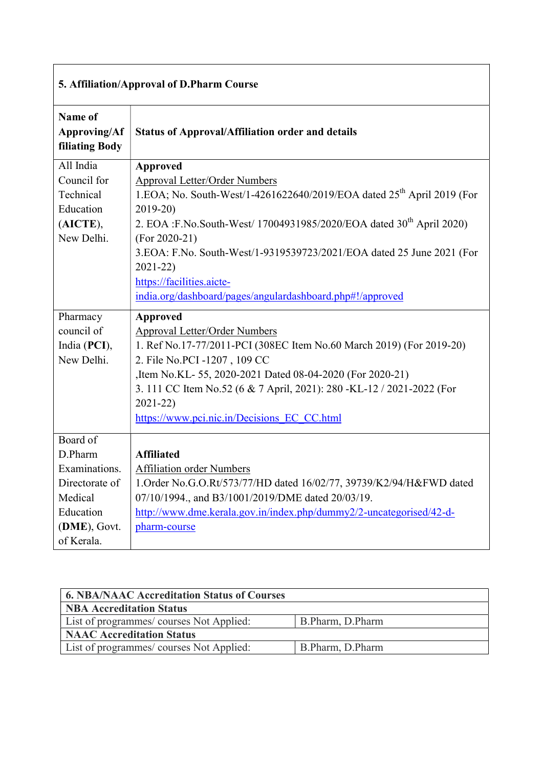| 5. Affiliation/Approval of D.Pharm Course | |
|---|---|
| **Name of Approving/Affiliating Body** | **Status of Approval/Affiliation order and details** |
| All India Council for Technical Education (**AICTE**), New Delhi. | **Approved**<br>Approval Letter/Order Numbers<br>1.EOA; No. South-West/1-4261622640/2019/EOA dated 25th April 2019 (For 2019-20)<br>2. EOA :F.No.South-West/ 17004931985/2020/EOA dated 30th April 2020) (For 2020-21)<br>3.EOA: F.No. South-West/1-9319539723/2021/EOA dated 25 June 2021 (For 2021-22)<br>https://facilities.aicte-india.org/dashboard/pages/angulardashboard.php#!/approved |
| Pharmacy council of India (**PCI**), New Delhi. | **Approved**<br>Approval Letter/Order Numbers<br>1. Ref No.17-77/2011-PCI (308EC Item No.60 March 2019) (For 2019-20)<br>2. File No.PCI -1207 , 109 CC ,Item No.KL- 55, 2020-2021 Dated 08-04-2020 (For 2020-21)<br>3. 111 CC Item No.52 (6 & 7 April, 2021): 280 -KL-12 / 2021-2022 (For 2021-22)<br>https://www.pci.nic.in/Decisions_EC_CC.html |
| Board of D.Pharm Examinations. Directorate of Medical Education (**DME**), Govt. of Kerala. | **Affiliated**<br>Affiliation order Numbers<br>1.Order No.G.O.Rt/573/77/HD dated 16/02/77, 39739/K2/94/H&FWD dated 07/10/1994., and B3/1001/2019/DME dated 20/03/19.<br>http://www.dme.kerala.gov.in/index.php/dummy2/2-uncategorised/42-d-pharm-course |

| 6. NBA/NAAC Accreditation Status of Courses | |
|---|---|
| **NBA Accreditation Status** | |
| List of programmes/ courses Not Applied: | B.Pharm, D.Pharm |
| **NAAC Accreditation Status** | |
| List of programmes/ courses Not Applied: | B.Pharm, D.Pharm |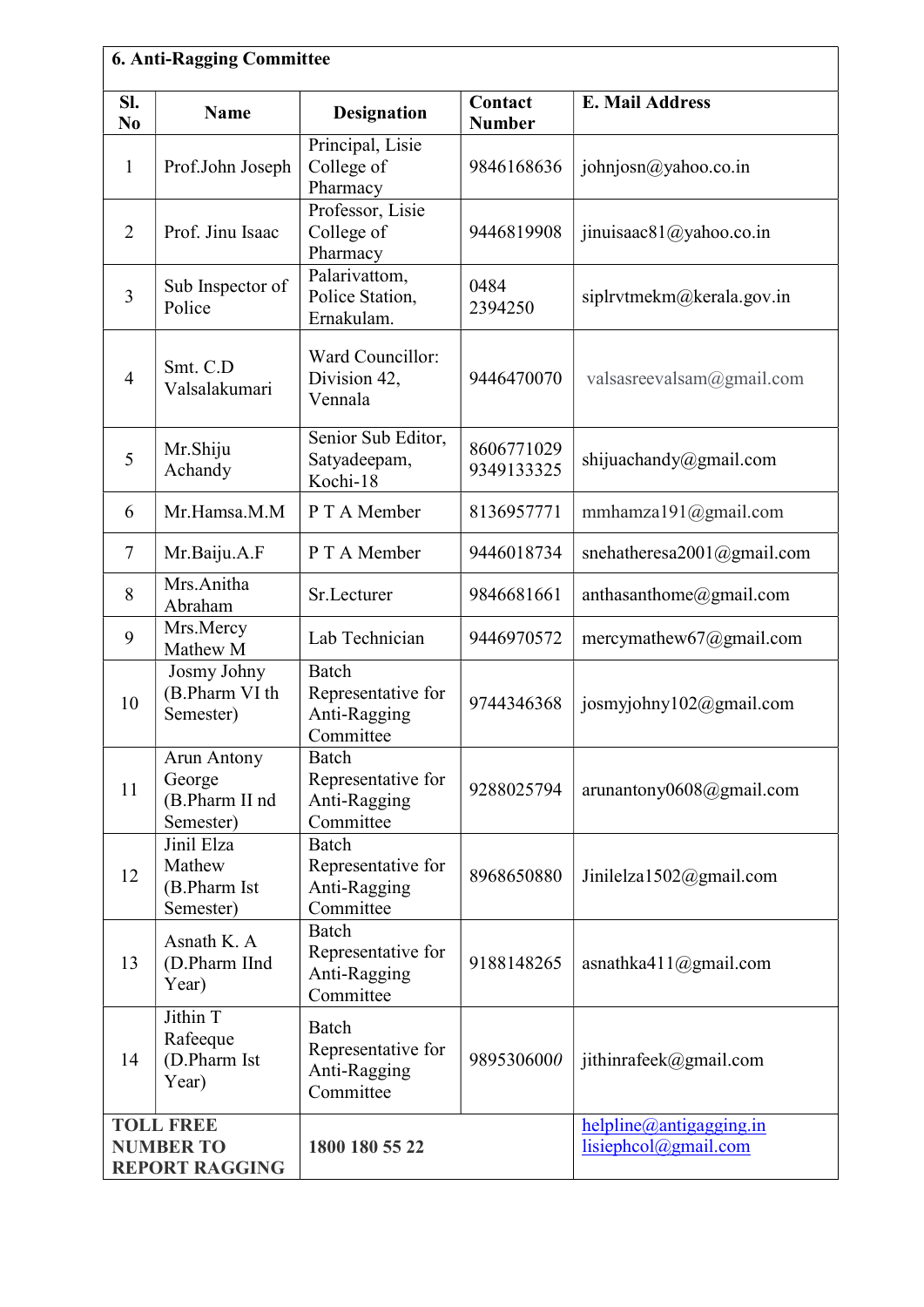## 6. Anti-Ragging Committee

| Sl. No | Name | Designation | Contact Number | E. Mail Address |
|---|---|---|---|---|
| 1 | Prof.John Joseph | Principal, Lisie College of Pharmacy | 9846168636 | johnjosn@yahoo.co.in |
| 2 | Prof. Jinu Isaac | Professor, Lisie College of Pharmacy | 9446819908 | jinuisaac81@yahoo.co.in |
| 3 | Sub Inspector of Police | Palarivattom, Police Station, Ernakulam. | 0484 2394250 | siplrvtmekm@kerala.gov.in |
| 4 | Smt. C.D Valsalakumari | Ward Councillor: Division 42, Vennala | 9446470070 | valsasreevalsam@gmail.com |
| 5 | Mr.Shiju Achandy | Senior Sub Editor, Satyadeepam, Kochi-18 | 8606771029 9349133325 | shijuachandy@gmail.com |
| 6 | Mr.Hamsa.M.M | P T A Member | 8136957771 | mmhamza191@gmail.com |
| 7 | Mr.Baiju.A.F | P T A Member | 9446018734 | snehatheresa2001@gmail.com |
| 8 | Mrs.Anitha Abraham | Sr.Lecturer | 9846681661 | anthasanthome@gmail.com |
| 9 | Mrs.Mercy Mathew M | Lab Technician | 9446970572 | mercymathew67@gmail.com |
| 10 | Josmy Johny (B.Pharm VI th Semester) | Batch Representative for Anti-Ragging Committee | 9744346368 | josmyjohny102@gmail.com |
| 11 | Arun Antony George (B.Pharm II nd Semester) | Batch Representative for Anti-Ragging Committee | 9288025794 | arunantony0608@gmail.com |
| 12 | Jinil Elza Mathew (B.Pharm Ist Semester) | Batch Representative for Anti-Ragging Committee | 8968650880 | Jinilelza1502@gmail.com |
| 13 | Asnath K. A (D.Pharm IInd Year) | Batch Representative for Anti-Ragging Committee | 9188148265 | asnathka411@gmail.com |
| 14 | Jithin T Rafeeque (D.Pharm Ist Year) | Batch Representative for Anti-Ragging Committee | 9895306000 | jithinrafeek@gmail.com |
| **TOLL FREE NUMBER TO REPORT RAGGING** | | **1800 180 55 22** | | helpline@antigagging.in lisiephcol@gmail.com |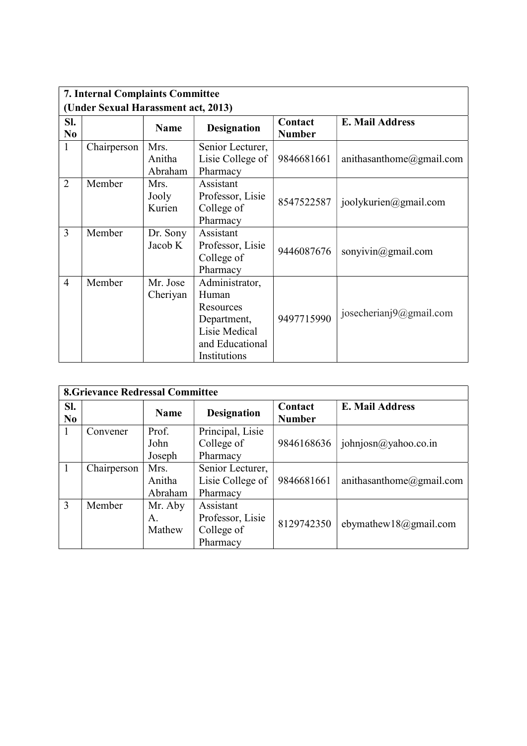| **7. Internal Complaints Committee (Under Sexual Harassment act, 2013)** | | | | | |
|---|---|---|---|---|---|
| **Sl. No** | | **Name** | **Designation** | **Contact Number** | **E. Mail Address** |
| 1 | Chairperson | Mrs. Anitha Abraham | Senior Lecturer, Lisie College of Pharmacy | 9846681661 | anithasanthome@gmail.com |
| 2 | Member | Mrs. Jooly Kurien | Assistant Professor, Lisie College of Pharmacy | 8547522587 | joolykurien@gmail.com |
| 3 | Member | Dr. Sony Jacob K | Assistant Professor, Lisie College of Pharmacy | 9446087676 | sonyivin@gmail.com |
| 4 | Member | Mr. Jose Cheriyan | Administrator, Human Resources Department, Lisie Medical and Educational Institutions | 9497715990 | josecherianj9@gmail.com |

| **8.Grievance Redressal Committee** | | | | | |
|---|---|---|---|---|---|
| **Sl. No** | | **Name** | **Designation** | **Contact Number** | **E. Mail Address** |
| 1 | Convener | Prof. John Joseph | Principal, Lisie College of Pharmacy | 9846168636 | johnjosn@yahoo.co.in |
| 1 | Chairperson | Mrs. Anitha Abraham | Senior Lecturer, Lisie College of Pharmacy | 9846681661 | anithasanthome@gmail.com |
| 3 | Member | Mr. Aby A. Mathew | Assistant Professor, Lisie College of Pharmacy | 8129742350 | ebymathew18@gmail.com |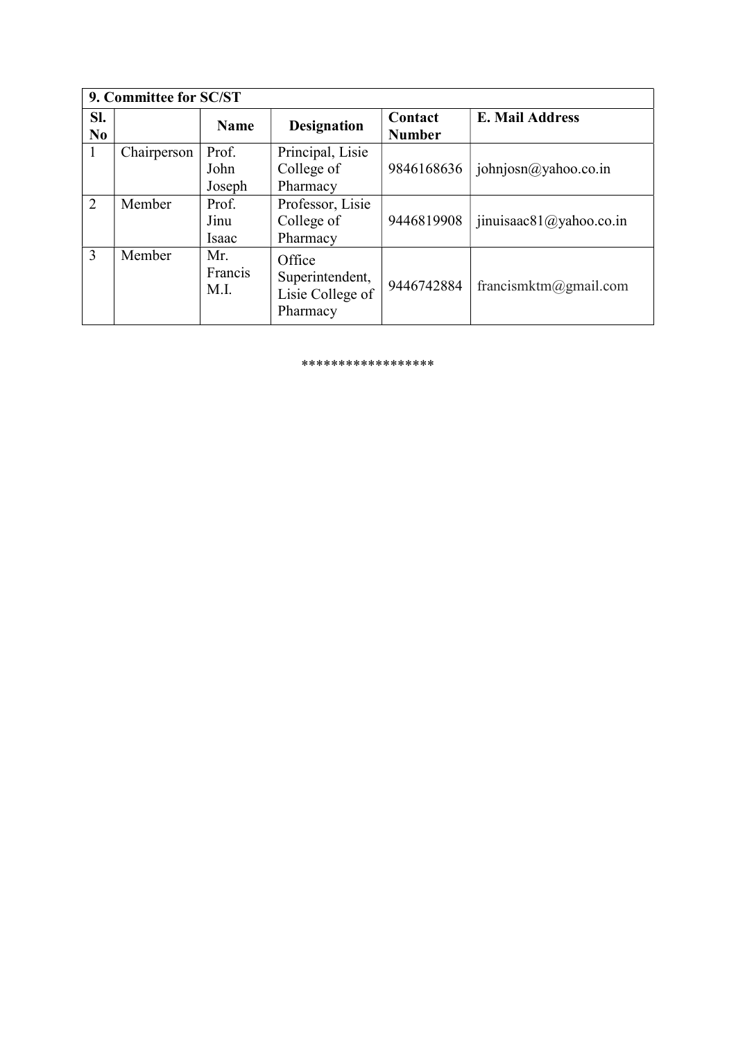| 9. Committee for SC/ST | | | | | |
|---|---|---|---|---|---|
| **Sl. No** | | **Name** | **Designation** | **Contact Number** | **E. Mail Address** |
| 1 | Chairperson | Prof. John Joseph | Principal, Lisie College of Pharmacy | 9846168636 | johnjosn@yahoo.co.in |
| 2 | Member | Prof. Jinu Isaac | Professor, Lisie College of Pharmacy | 9446819908 | jinuisaac81@yahoo.co.in |
| 3 | Member | Mr. Francis M.I. | Office Superintendent, Lisie College of Pharmacy | 9446742884 | francismktm@gmail.com |

*****************